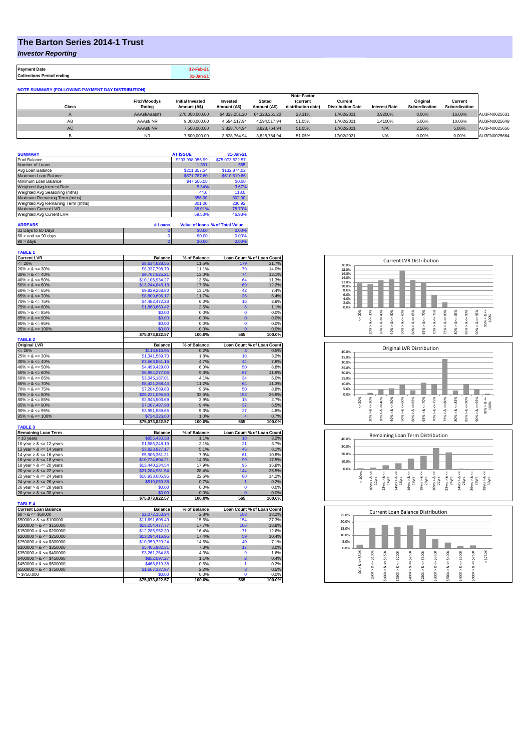# The Barton Series 2014-1 Trust

*Investor Reporting*

| | |
|---|---|
| **Payment Date** | 17-Feb-21 |
| **Collections Period ending** | 31-Jan-21 |

**NOTE SUMMARY (FOLLOWING PAYMENT DAY DISTRIBUTION)**

| Class | Fitch/Moodys Rating | Initial Invested Amount (A$) | Invested Amount (A$) | Stated Amount (A$) | Note Factor (current distribution date) | Current Distribution Date | Interest Rate | Original Subordination | Current Subordination | |
|---|---|---|---|---|---|---|---|---|---|---|
| A | AAAsf/Aaa(sf) | 276,000,000.00 | 64,323,251.20 | 64,323,251.20 | 23.31% | 17/02/2021 | 0.9200% | 8.00% | 16.00% | AU3FN0025631 |
| AB | AAAsf/ NR | 9,000,000.00 | 4,594,517.94 | 4,594,517.94 | 51.05% | 17/02/2021 | 1.4100% | 5.00% | 10.00% | AU3FN0025649 |
| AC | AAAsf/ NR | 7,500,000.00 | 3,828,764.94 | 3,828,764.94 | 51.05% | 17/02/2021 | N/A | 2.50% | 5.00% | AU3FN0025656 |
| B | NR | 7,500,000.00 | 3,828,764.94 | 3,828,764.94 | 51.05% | 17/02/2021 | N/A | 0.00% | 0.00% | AU3FN0025664 |

| SUMMARY | AT ISSUE | 31-Jan-21 |
|---|---|---|
| Pool Balance | $293,998,056.99 | $75,073,822.57 |
| Number of Loans | 1,391 | 565 |
| Avg Loan Balance | $211,357.34 | $132,874.02 |
| Maximum Loan Balance | $671,787.60 | $610,619.66 |
| Minimum Loan Balance | $47,506.58 | $0.00 |
| Weighted Avg Interest Rate | 5.34% | 3.67% |
| Weighted Avg Seasoning (mths) | 44.6 | 118.0 |
| Maximum Remaining Term (mths) | 356.00 | 302.00 |
| Weighted Avg Remaining Term (mths) | 301.00 | 230.92 |
| Maximum Current LVR | 88.01% | 78.73% |
| Weighted Avg Current LVR | 59.53% | 46.93% |

| ARREARS | # Loans | Value of loans | % of Total Value |
|---|---|---|---|
| 31 Days to 60 Days | 0 | $0.00 | 0.00% |
| 60 > and <= 90 days | 0 | $0.00 | 0.00% |
| 90 > days | 0 | $0.00 | 0.00% |

**TABLE 1**

| Current LVR | Balance | % of Balance | Loan Count | % of Loan Count |
|---|---|---|---|---|
| <= 20% | $8,634,628.55 | 11.5% | 179 | 31.7% |
| 20% > & <= 30% | $8,337,798.79 | 11.1% | 79 | 14.0% |
| 30% > & <= 40% | $9,767,525.21 | 13.0% | 74 | 13.1% |
| 40% > & <= 50% | $10,106,934.27 | 13.5% | 64 | 11.3% |
| 50% > & <= 60% | $13,244,848.13 | 17.6% | 69 | 12.2% |
| 60% > & <= 65% | $9,829,258.80 | 13.1% | 42 | 7.4% |
| 65% > & <= 70% | $8,809,696.17 | 11.7% | 36 | 6.4% |
| 70% > & <= 75% | $4,482,472.23 | 6.0% | 16 | 2.8% |
| 75% > & <= 80% | $1,860,660.42 | 2.5% | 6 | 1.1% |
| 80% > & <= 85% | $0.00 | 0.0% | 0 | 0.0% |
| 85% > & <= 90% | $0.00 | 0.0% | 0 | 0.0% |
| 90% > & <= 95% | $0.00 | 0.0% | 0 | 0.0% |
| 95% > & <= 100% | $0.00 | 0.0% | 0 | 0.0% |
| | $75,073,822.57 | 100.0% | 565 | 100.0% |

**TABLE 2**

| Original LVR | Balance | % of Balance | Loan Count | % of Loan Count |
|---|---|---|---|---|
| <= 20% | $113,616.95 | 0.2% | 3 | 0.5% |
| 25% > & <= 30% | $1,341,589.70 | 1.8% | 18 | 3.2% |
| 30% > & <= 40% | $3,563,851.16 | 4.7% | 44 | 7.8% |
| 40% > & <= 50% | $4,499,429.00 | 6.0% | 50 | 8.8% |
| 50% > & <= 60% | $6,954,277.06 | 9.3% | 67 | 11.9% |
| 60% > & <= 65% | $3,045,187.01 | 4.1% | 34 | 6.0% |
| 65% > & <= 70% | $8,421,268.44 | 11.2% | 64 | 11.3% |
| 70% > & <= 75% | $7,204,589.83 | 9.6% | 50 | 8.8% |
| 75% > & <= 80% | $25,221,095.50 | 33.6% | 152 | 26.9% |
| 80% > & <= 85% | $2,945,503.69 | 3.9% | 15 | 2.7% |
| 85% > & <= 90% | $7,087,497.98 | 9.4% | 37 | 6.5% |
| 90% > & <= 95% | $3,951,589.65 | 5.3% | 27 | 4.8% |
| 95% > & <= 100% | $724,326.60 | 1.0% | 4 | 0.7% |
| | $75,073,822.57 | 100.0% | 565 | 100.0% |

**TABLE 3**

| Remaining Loan Term | Balance | % of Balance | Loan Count | % of Loan Count |
|---|---|---|---|---|
| < 10 years | $856,430.38 | 1.1% | 18 | 3.2% |
| 10 year > & <= 12 years | $1,586,248.19 | 2.1% | 21 | 3.7% |
| 12 year > & <= 14 years | $3,823,927.17 | 5.1% | 46 | 8.1% |
| 14 year > & <= 16 years | $5,905,361.21 | 7.9% | 61 | 10.8% |
| 16 year > & <= 18 years | $10,724,604.21 | 14.3% | 99 | 17.5% |
| 18 year > & <= 20 years | $13,440,234.54 | 17.9% | 95 | 16.8% |
| 20 year > & <= 22 years | $21,284,951.54 | 28.4% | 144 | 25.5% |
| 22 year > & <= 24 years | $16,933,005.95 | 22.6% | 80 | 14.2% |
| 24 year > & <= 26 years | $519,059.38 | 0.7% | 1 | 0.2% |
| 26 year > & <= 28 years | $0.00 | 0.0% | 0 | 0.0% |
| 28 year > & <= 30 years | $0.00 | 0.0% | 0 | 0.0% |
| | $75,073,822.57 | 100.0% | 565 | 100.0% |

**TABLE 4**

| Current Loan Balance | Balance | % of Balance | Loan Count | % of Loan Count |
|---|---|---|---|---|
| $0 > & <= $50000 | $2,072,153.94 | 2.8% | 103 | 18.2% |
| $50000 > & <= $100000 | $11,691,608.49 | 15.6% | 154 | 27.3% |
| $100000 > & <= $150000 | $13,254,477.77 | 17.7% | 106 | 18.8% |
| $150000 > & <= $200000 | $12,285,952.39 | 16.4% | 71 | 12.6% |
| $200000 > & <= $250000 | $13,094,416.95 | 17.4% | 59 | 10.4% |
| $250000 > & <= $300000 | $10,959,720.24 | 14.6% | 40 | 7.1% |
| $300000 > & <= $350000 | $5,465,982.31 | 7.3% | 17 | 3.0% |
| $350000 > & <= $400000 | $3,261,264.86 | 4.3% | 9 | 1.6% |
| $400000 > & <= $450000 | $852,097.27 | 1.1% | 2 | 0.4% |
| $450000 > & <= $500000 | $468,810.38 | 0.6% | 1 | 0.2% |
| $500000 > & <= $750000 | $1,667,337.97 | 2.2% | 3 | 0.5% |
| > $750,000 | $0.00 | 0.0% | 0 | 0.0% |
| | $75,073,822.57 | 100.0% | 565 | 100.0% |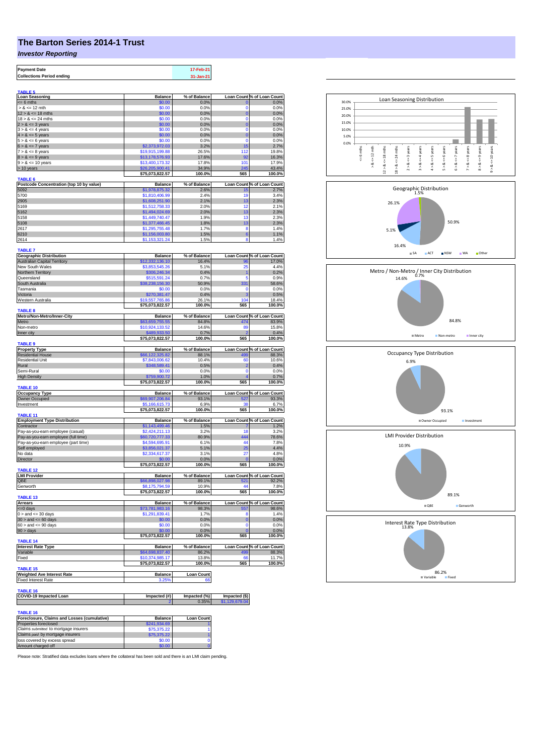# The Barton Series 2014-1 Trust

## *Investor Reporting*

| | |
|---|---|
| **Payment Date** | 17-Feb-21 |
| **Collections Period ending** | 31-Jan-21 |

**TABLE 5**

| Loan Seasoning | Balance | % of Balance | Loan Count | % of Loan Count |
|---|---|---|---|---|
| <= 6 mths | $0.00 | 0.0% | 0 | 0.0% |
| > & <= 12 mth | $0.00 | 0.0% | 0 | 0.0% |
| 12 > & <= 18 mths | $0.00 | 0.0% | 0 | 0.0% |
| 18 > & <= 24 mths | $0.00 | 0.0% | 0 | 0.0% |
| 2 > & <= 3 years | $0.00 | 0.0% | 0 | 0.0% |
| 3 > & <= 4 years | $0.00 | 0.0% | 0 | 0.0% |
| 4 > & <= 5 years | $0.00 | 0.0% | 0 | 0.0% |
| 5 > & <= 6 years | $0.00 | 0.0% | 0 | 0.0% |
| 6 > & <= 7 years | $2,373,972.03 | 3.2% | 15 | 2.7% |
| 7 > & <= 8 years | $19,915,199.88 | 26.5% | 112 | 19.8% |
| 8 > & <= 9 years | $13,178,576.93 | 17.6% | 92 | 16.3% |
| 9 > & <= 10 years | $13,400,173.32 | 17.8% | 101 | 17.9% |
| > 10 years | $26,205,900.41 | 34.9% | 245 | 43.4% |
| | $75,073,822.57 | 100.0% | 565 | 100.0% |

**TABLE 6**

| Postcode Concentration (top 10 by value) | Balance | % of Balance | Loan Count | % of Loan Count |
|---|---|---|---|---|
| 5092 | $1,978,675.32 | 2.6% | 15 | 2.7% |
| 5700 | $1,810,406.99 | 2.4% | 19 | 3.4% |
| 2905 | $1,608,251.90 | 2.1% | 13 | 2.3% |
| 5169 | $1,512,758.33 | 2.0% | 12 | 2.1% |
| 5162 | $1,494,024.69 | 2.0% | 13 | 2.3% |
| 5158 | $1,449,740.47 | 1.9% | 13 | 2.3% |
| 5108 | $1,377,466.45 | 1.8% | 13 | 2.3% |
| 2617 | $1,295,755.48 | 1.7% | 8 | 1.4% |
| 6210 | $1,156,003.80 | 1.5% | 6 | 1.1% |
| 2614 | $1,153,321.24 | 1.5% | 8 | 1.4% |

**TABLE 7**

| Geographic Distribution | Balance | % of Balance | Loan Count | % of Loan Count |
|---|---|---|---|---|
| Australian Capital Territory | $12,332,136.10 | 16.4% | 96 | 17.0% |
| New South Wales | $3,853,545.26 | 5.1% | 25 | 4.4% |
| Northern Territory | $306,246.34 | 0.4% | 1 | 0.2% |
| Queensland | $515,591.24 | 0.7% | 5 | 0.9% |
| South Australia | $38,238,156.30 | 50.9% | 331 | 58.6% |
| Tasmania | $0.00 | 0.0% | 0 | 0.0% |
| Victoria | $270,381.47 | 0.4% | 3 | 0.5% |
| Western Australia | $19,557,765.86 | 26.1% | 104 | 18.4% |
| | $75,073,822.57 | 100.0% | 565 | 100.0% |

**TABLE 8**

| Metro/Non-Metro/Inner-City | Balance | % of Balance | Loan Count | % of Loan Count |
|---|---|---|---|---|
| Metro | $63,659,755.55 | 84.8% | 474 | 83.9% |
| Non-metro | $10,924,133.52 | 14.6% | 89 | 15.8% |
| Inner city | $489,933.50 | 0.7% | 2 | 0.4% |
| | $75,073,822.57 | 100.0% | 565 | 100.0% |

**TABLE 9**

| Property Type | Balance | % of Balance | Loan Count | % of Loan Count |
|---|---|---|---|---|
| Residential House | $66,122,325.82 | 88.1% | 499 | 88.3% |
| Residential Unit | $7,843,006.62 | 10.4% | 60 | 10.6% |
| Rural | $348,589.41 | 0.5% | 2 | 0.4% |
| Semi-Rural | $0.00 | 0.0% | 0 | 0.0% |
| High Density | $759,900.72 | 1.0% | 4 | 0.7% |
| | $75,073,822.57 | 100.0% | 565 | 100.0% |

**TABLE 10**

| Occupancy Type | Balance | % of Balance | Loan Count | % of Loan Count |
|---|---|---|---|---|
| Owner Occupied | $69,907,206.84 | 93.1% | 527 | 93.3% |
| Investment | $5,166,615.73 | 6.9% | 38 | 6.7% |
| | $75,073,822.57 | 100.0% | 565 | 100.0% |

**TABLE 11**

| Employment Type Distribution | Balance | % of Balance | Loan Count | % of Loan Count |
|---|---|---|---|---|
| Contractor | $1,143,499.46 | 1.5% | 7 | 1.2% |
| Pay-as-you-earn employee (casual) | $2,424,211.13 | 3.2% | 18 | 3.2% |
| Pay-as-you-earn employee (full time) | $60,720,777.33 | 80.9% | 444 | 78.6% |
| Pay-as-you-earn employee (part time) | $4,594,695.91 | 6.1% | 44 | 7.8% |
| Self employed | $3,856,021.37 | 5.1% | 25 | 4.4% |
| No data | $2,334,617.37 | 3.1% | 27 | 4.8% |
| Director | $0.00 | 0.0% | 0 | 0.0% |
| | $75,073,822.57 | 100.0% | 565 | 100.0% |

**TABLE 12**

| LMI Provider | Balance | % of Balance | Loan Count | % of Loan Count |
|---|---|---|---|---|
| QBE | $66,898,027.98 | 89.1% | 521 | 92.2% |
| Genworth | $8,175,794.59 | 10.9% | 44 | 7.8% |
| | $75,073,822.57 | 100.0% | 565 | 100.0% |

**TABLE 13**

| Arrears | Balance | % of Balance | Loan Count | % of Loan Count |
|---|---|---|---|---|
| <=0 days | $73,781,983.16 | 98.3% | 557 | 98.6% |
| 0 > and <= 30 days | $1,291,839.41 | 1.7% | 8 | 1.4% |
| 30 > and <= 60 days | $0.00 | 0.0% | 0 | 0.0% |
| 60 > and <= 90 days | $0.00 | 0.0% | 0 | 0.0% |
| 90 > days | $0.00 | 0.0% | 0 | 0.0% |
| | $75,073,822.57 | 100.0% | 565 | 100.0% |

**TABLE 14**

| Interest Rate Type | Balance | % of Balance | Loan Count | % of Loan Count |
|---|---|---|---|---|
| Variable | $64,698,837.40 | 86.2% | 499 | 88.3% |
| Fixed | $10,374,985.17 | 13.8% | 66 | 11.7% |
| | $75,073,822.57 | 100.0% | 565 | 100.0% |

**TABLE 15**

| Weighted Ave Interest Rate | Balance | Loan Count |
|---|---|---|
| Fixed Interest Rate | 3.25% | 66 |

**TABLE 16**

| COVID-19 Impacted Loan | Impacted (#) | Impacted (%) | Impacted ($) |
|---|---|---|---|
| | 2 | 0.35% | $1,129,679.04 |

**TABLE 16**

| Foreclosure, Claims and Losses (cumulative) | Balance | Loan Count |
|---|---|---|
| Properties foreclosed | $241,934.69 | 1 |
| Claims *submitted* to mortgage insurers | $75,375.22 | 1 |
| Claims *paid* by mortgage insurers | $75,375.22 | 1 |
| loss covered by excess spread | $0.00 | 0 |
| Amount charged off | $0.00 | 0 |

Please note: Stratified data excludes loans where the collateral has been sold and there is an LMI claim pending.

Loan Seasoning Distribution
30.0%
25.0%
20.0%
15.0%
10.0%
5.0%
0.0%
<= 6 mths
> & <= 12 mth
12 > & <= 18 mths
18 > & <= 24 mths
2 > & <= 3 years
3 > & <= 4 years
4 > & <= 5 years
5 > & <= 6 years
6 > & <= 7 years
7 > & <= 8 years
8 > & <= 9 years
9 > & <= 10 years

Geographic Distribution
1.5%
26.1%
50.9%
5.1%
16.4%
SA ACT NSW WA Other

Metro / Non-Metro / Inner City Distribution
0.7%
14.6%
84.8%
Metro Non-metro Inner city

Occupancy Type Distribution
6.9%
93.1%
Owner Occupied Investment

LMI Provider Distribution
10.9%
89.1%
QBE Genworth

Interest Rate Type Distribution
13.8%
86.2%
Variable Fixed